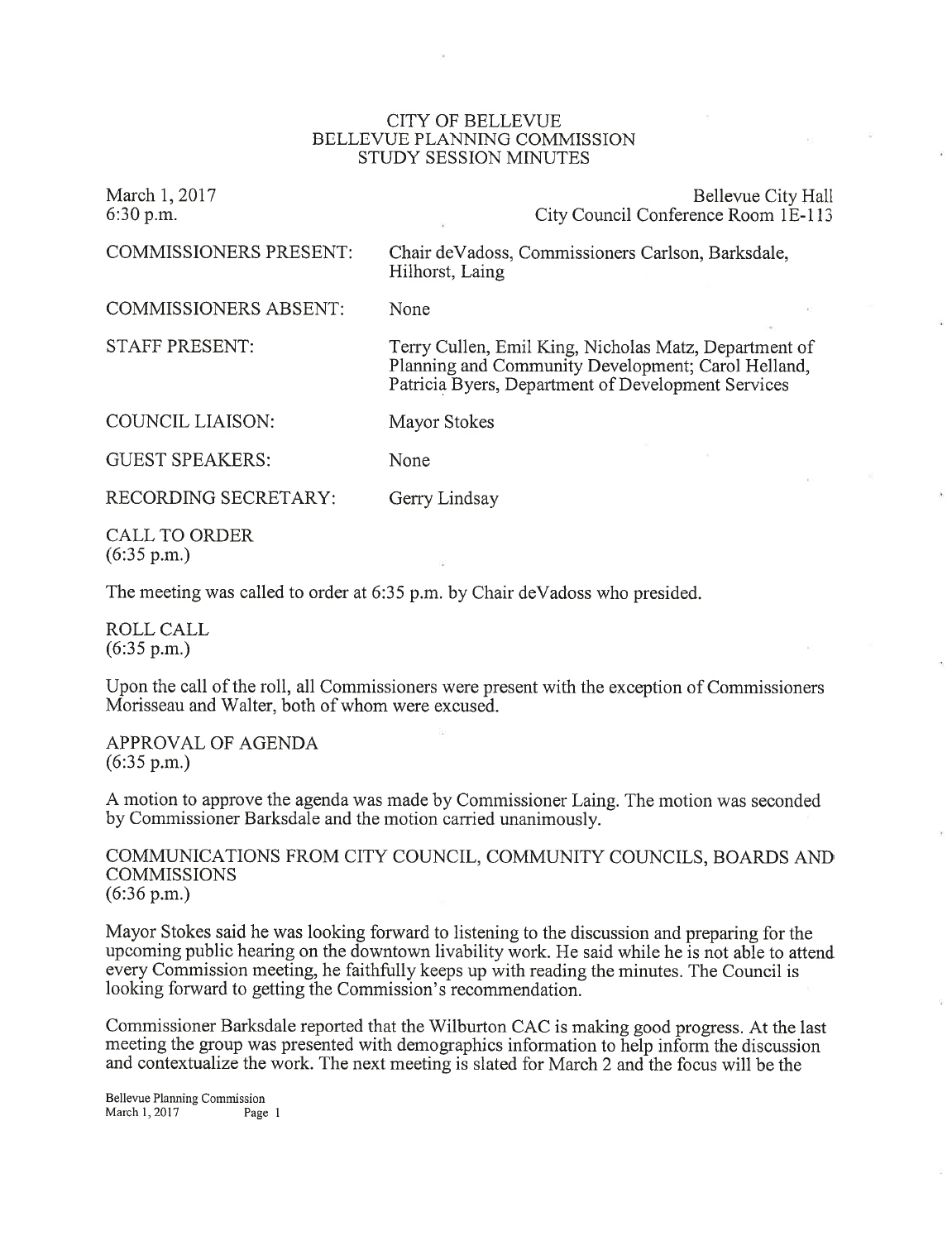# CITY OF BELLEVUE
## BELLEVUE PLANNING COMMISSION
## STUDY SESSION MINUTES

March 1, 2017
6:30 p.m.

Bellevue City Hall
City Council Conference Room 1E-113

| | |
|---|---|
| COMMISSIONERS PRESENT: | Chair deVadoss, Commissioners Carlson, Barksdale, Hilhorst, Laing |
| COMMISSIONERS ABSENT: | None |
| STAFF PRESENT: | Terry Cullen, Emil King, Nicholas Matz, Department of Planning and Community Development; Carol Helland, Patricia Byers, Department of Development Services |
| COUNCIL LIAISON: | Mayor Stokes |
| GUEST SPEAKERS: | None |
| RECORDING SECRETARY: | Gerry Lindsay |

CALL TO ORDER
(6:35 p.m.)

The meeting was called to order at 6:35 p.m. by Chair deVadoss who presided.

ROLL CALL
(6:35 p.m.)

Upon the call of the roll, all Commissioners were present with the exception of Commissioners Morisseau and Walter, both of whom were excused.

APPROVAL OF AGENDA
(6:35 p.m.)

A motion to approve the agenda was made by Commissioner Laing. The motion was seconded by Commissioner Barksdale and the motion carried unanimously.

COMMUNICATIONS FROM CITY COUNCIL, COMMUNITY COUNCILS, BOARDS AND COMMISSIONS
(6:36 p.m.)

Mayor Stokes said he was looking forward to listening to the discussion and preparing for the upcoming public hearing on the downtown livability work. He said while he is not able to attend every Commission meeting, he faithfully keeps up with reading the minutes. The Council is looking forward to getting the Commission's recommendation.

Commissioner Barksdale reported that the Wilburton CAC is making good progress. At the last meeting the group was presented with demographics information to help inform the discussion and contextualize the work. The next meeting is slated for March 2 and the focus will be the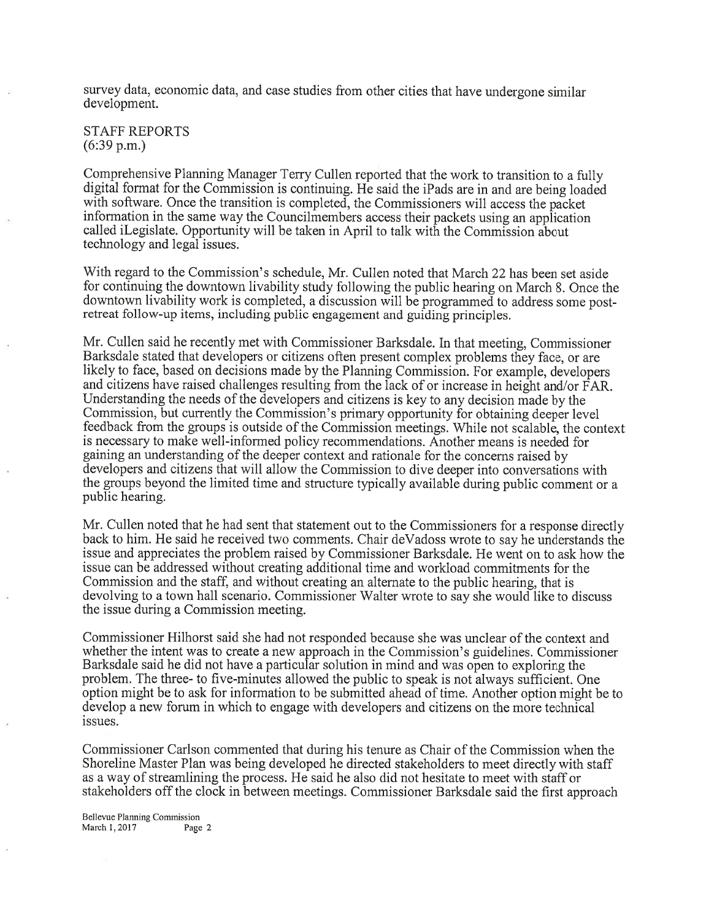survey data, economic data, and case studies from other cities that have undergone similar development.

STAFF REPORTS
(6:39 p.m.)

Comprehensive Planning Manager Terry Cullen reported that the work to transition to a fully digital format for the Commission is continuing. He said the iPads are in and are being loaded with software. Once the transition is completed, the Commissioners will access the packet information in the same way the Councilmembers access their packets using an application called iLegislate. Opportunity will be taken in April to talk with the Commission about technology and legal issues.

With regard to the Commission's schedule, Mr. Cullen noted that March 22 has been set aside for continuing the downtown livability study following the public hearing on March 8. Once the downtown livability work is completed, a discussion will be programmed to address some post-retreat follow-up items, including public engagement and guiding principles.

Mr. Cullen said he recently met with Commissioner Barksdale. In that meeting, Commissioner Barksdale stated that developers or citizens often present complex problems they face, or are likely to face, based on decisions made by the Planning Commission. For example, developers and citizens have raised challenges resulting from the lack of or increase in height and/or FAR. Understanding the needs of the developers and citizens is key to any decision made by the Commission, but currently the Commission's primary opportunity for obtaining deeper level feedback from the groups is outside of the Commission meetings. While not scalable, the context is necessary to make well-informed policy recommendations. Another means is needed for gaining an understanding of the deeper context and rationale for the concerns raised by developers and citizens that will allow the Commission to dive deeper into conversations with the groups beyond the limited time and structure typically available during public comment or a public hearing.

Mr. Cullen noted that he had sent that statement out to the Commissioners for a response directly back to him. He said he received two comments. Chair deVadoss wrote to say he understands the issue and appreciates the problem raised by Commissioner Barksdale. He went on to ask how the issue can be addressed without creating additional time and workload commitments for the Commission and the staff, and without creating an alternate to the public hearing, that is devolving to a town hall scenario. Commissioner Walter wrote to say she would like to discuss the issue during a Commission meeting.

Commissioner Hilhorst said she had not responded because she was unclear of the context and whether the intent was to create a new approach in the Commission's guidelines. Commissioner Barksdale said he did not have a particular solution in mind and was open to exploring the problem. The three- to five-minutes allowed the public to speak is not always sufficient. One option might be to ask for information to be submitted ahead of time. Another option might be to develop a new forum in which to engage with developers and citizens on the more technical issues.

Commissioner Carlson commented that during his tenure as Chair of the Commission when the Shoreline Master Plan was being developed he directed stakeholders to meet directly with staff as a way of streamlining the process. He said he also did not hesitate to meet with staff or stakeholders off the clock in between meetings. Commissioner Barksdale said the first approach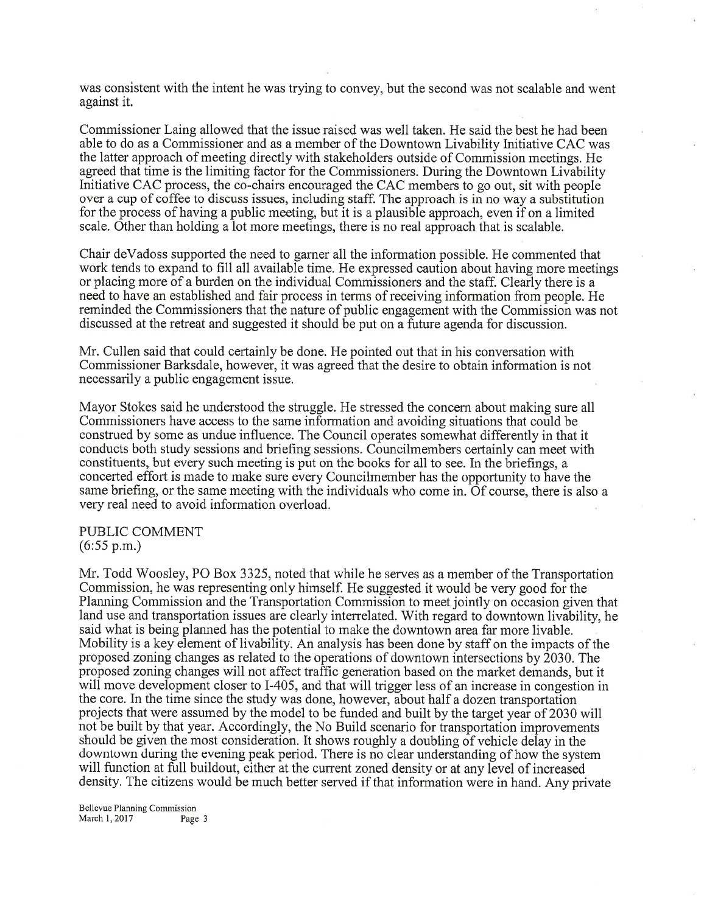was consistent with the intent he was trying to convey, but the second was not scalable and went against it.

Commissioner Laing allowed that the issue raised was well taken. He said the best he had been able to do as a Commissioner and as a member of the Downtown Livability Initiative CAC was the latter approach of meeting directly with stakeholders outside of Commission meetings. He agreed that time is the limiting factor for the Commissioners. During the Downtown Livability Initiative CAC process, the co-chairs encouraged the CAC members to go out, sit with people over a cup of coffee to discuss issues, including staff. The approach is in no way a substitution for the process of having a public meeting, but it is a plausible approach, even if on a limited scale. Other than holding a lot more meetings, there is no real approach that is scalable.

Chair deVadoss supported the need to garner all the information possible. He commented that work tends to expand to fill all available time. He expressed caution about having more meetings or placing more of a burden on the individual Commissioners and the staff. Clearly there is a need to have an established and fair process in terms of receiving information from people. He reminded the Commissioners that the nature of public engagement with the Commission was not discussed at the retreat and suggested it should be put on a future agenda for discussion.

Mr. Cullen said that could certainly be done. He pointed out that in his conversation with Commissioner Barksdale, however, it was agreed that the desire to obtain information is not necessarily a public engagement issue.

Mayor Stokes said he understood the struggle. He stressed the concern about making sure all Commissioners have access to the same information and avoiding situations that could be construed by some as undue influence. The Council operates somewhat differently in that it conducts both study sessions and briefing sessions. Councilmembers certainly can meet with constituents, but every such meeting is put on the books for all to see. In the briefings, a concerted effort is made to make sure every Councilmember has the opportunity to have the same briefing, or the same meeting with the individuals who come in. Of course, there is also a very real need to avoid information overload.

PUBLIC COMMENT
(6:55 p.m.)

Mr. Todd Woosley, PO Box 3325, noted that while he serves as a member of the Transportation Commission, he was representing only himself. He suggested it would be very good for the Planning Commission and the Transportation Commission to meet jointly on occasion given that land use and transportation issues are clearly interrelated. With regard to downtown livability, he said what is being planned has the potential to make the downtown area far more livable. Mobility is a key element of livability. An analysis has been done by staff on the impacts of the proposed zoning changes as related to the operations of downtown intersections by 2030. The proposed zoning changes will not affect traffic generation based on the market demands, but it will move development closer to I-405, and that will trigger less of an increase in congestion in the core. In the time since the study was done, however, about half a dozen transportation projects that were assumed by the model to be funded and built by the target year of 2030 will not be built by that year. Accordingly, the No Build scenario for transportation improvements should be given the most consideration. It shows roughly a doubling of vehicle delay in the downtown during the evening peak period. There is no clear understanding of how the system will function at full buildout, either at the current zoned density or at any level of increased density. The citizens would be much better served if that information were in hand. Any private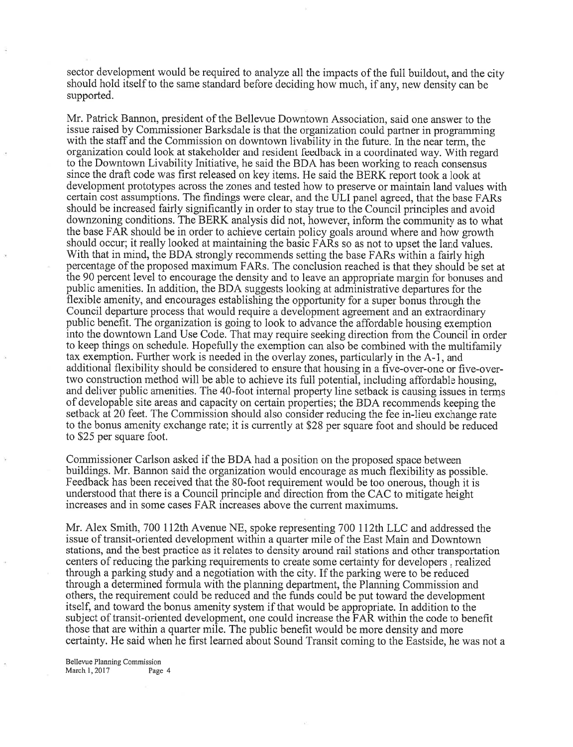sector development would be required to analyze all the impacts of the full buildout, and the city should hold itself to the same standard before deciding how much, if any, new density can be supported.

Mr. Patrick Bannon, president of the Bellevue Downtown Association, said one answer to the issue raised by Commissioner Barksdale is that the organization could partner in programming with the staff and the Commission on downtown livability in the future. In the near term, the organization could look at stakeholder and resident feedback in a coordinated way. With regard to the Downtown Livability Initiative, he said the BDA has been working to reach consensus since the draft code was first released on key items. He said the BERK report took a look at development prototypes across the zones and tested how to preserve or maintain land values with certain cost assumptions. The findings were clear, and the ULI panel agreed, that the base FARs should be increased fairly significantly in order to stay true to the Council principles and avoid downzoning conditions. The BERK analysis did not, however, inform the community as to what the base FAR should be in order to achieve certain policy goals around where and how growth should occur; it really looked at maintaining the basic FARs so as not to upset the land values. With that in mind, the BDA strongly recommends setting the base FARs within a fairly high percentage of the proposed maximum FARs. The conclusion reached is that they should be set at the 90 percent level to encourage the density and to leave an appropriate margin for bonuses and public amenities. In addition, the BDA suggests looking at administrative departures for the flexible amenity, and encourages establishing the opportunity for a super bonus through the Council departure process that would require a development agreement and an extraordinary public benefit. The organization is going to look to advance the affordable housing exemption into the downtown Land Use Code. That may require seeking direction from the Council in order to keep things on schedule. Hopefully the exemption can also be combined with the multifamily tax exemption. Further work is needed in the overlay zones, particularly in the A-1, and additional flexibility should be considered to ensure that housing in a five-over-one or five-over-two construction method will be able to achieve its full potential, including affordable housing, and deliver public amenities. The 40-foot internal property line setback is causing issues in terms of developable site areas and capacity on certain properties; the BDA recommends keeping the setback at 20 feet. The Commission should also consider reducing the fee in-lieu exchange rate to the bonus amenity exchange rate; it is currently at $28 per square foot and should be reduced to $25 per square foot.

Commissioner Carlson asked if the BDA had a position on the proposed space between buildings. Mr. Bannon said the organization would encourage as much flexibility as possible. Feedback has been received that the 80-foot requirement would be too onerous, though it is understood that there is a Council principle and direction from the CAC to mitigate height increases and in some cases FAR increases above the current maximums.

Mr. Alex Smith, 700 112th Avenue NE, spoke representing 700 112th LLC and addressed the issue of transit-oriented development within a quarter mile of the East Main and Downtown stations, and the best practice as it relates to density around rail stations and other transportation centers of reducing the parking requirements to create some certainty for developers , realized through a parking study and a negotiation with the city. If the parking were to be reduced through a determined formula with the planning department, the Planning Commission and others, the requirement could be reduced and the funds could be put toward the development itself, and toward the bonus amenity system if that would be appropriate. In addition to the subject of transit-oriented development, one could increase the FAR within the code to benefit those that are within a quarter mile. The public benefit would be more density and more certainty. He said when he first learned about Sound Transit coming to the Eastside, he was not a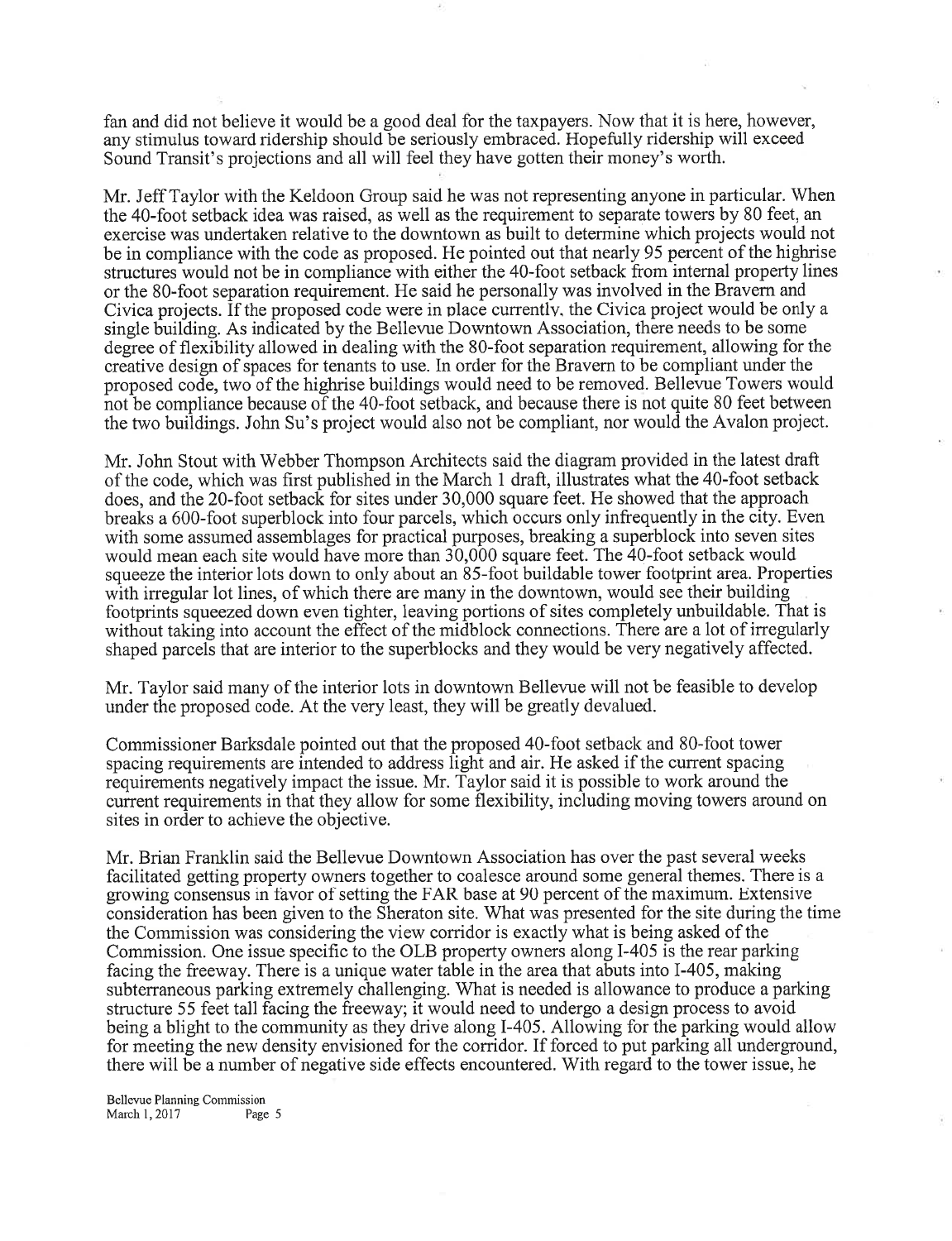fan and did not believe it would be a good deal for the taxpayers. Now that it is here, however, any stimulus toward ridership should be seriously embraced. Hopefully ridership will exceed Sound Transit's projections and all will feel they have gotten their money's worth.

Mr. Jeff Taylor with the Keldoon Group said he was not representing anyone in particular. When the 40-foot setback idea was raised, as well as the requirement to separate towers by 80 feet, an exercise was undertaken relative to the downtown as built to determine which projects would not be in compliance with the code as proposed. He pointed out that nearly 95 percent of the highrise structures would not be in compliance with either the 40-foot setback from internal property lines or the 80-foot separation requirement. He said he personally was involved in the Bravern and Civica projects. If the proposed code were in place currently, the Civica project would be only a single building. As indicated by the Bellevue Downtown Association, there needs to be some degree of flexibility allowed in dealing with the 80-foot separation requirement, allowing for the creative design of spaces for tenants to use. In order for the Bravern to be compliant under the proposed code, two of the highrise buildings would need to be removed. Bellevue Towers would not be compliance because of the 40-foot setback, and because there is not quite 80 feet between the two buildings. John Su's project would also not be compliant, nor would the Avalon project.

Mr. John Stout with Webber Thompson Architects said the diagram provided in the latest draft of the code, which was first published in the March 1 draft, illustrates what the 40-foot setback does, and the 20-foot setback for sites under 30,000 square feet. He showed that the approach breaks a 600-foot superblock into four parcels, which occurs only infrequently in the city. Even with some assumed assemblages for practical purposes, breaking a superblock into seven sites would mean each site would have more than 30,000 square feet. The 40-foot setback would squeeze the interior lots down to only about an 85-foot buildable tower footprint area. Properties with irregular lot lines, of which there are many in the downtown, would see their building footprints squeezed down even tighter, leaving portions of sites completely unbuildable. That is without taking into account the effect of the midblock connections. There are a lot of irregularly shaped parcels that are interior to the superblocks and they would be very negatively affected.

Mr. Taylor said many of the interior lots in downtown Bellevue will not be feasible to develop under the proposed code. At the very least, they will be greatly devalued.

Commissioner Barksdale pointed out that the proposed 40-foot setback and 80-foot tower spacing requirements are intended to address light and air. He asked if the current spacing requirements negatively impact the issue. Mr. Taylor said it is possible to work around the current requirements in that they allow for some flexibility, including moving towers around on sites in order to achieve the objective.

Mr. Brian Franklin said the Bellevue Downtown Association has over the past several weeks facilitated getting property owners together to coalesce around some general themes. There is a growing consensus in favor of setting the FAR base at 90 percent of the maximum. Extensive consideration has been given to the Sheraton site. What was presented for the site during the time the Commission was considering the view corridor is exactly what is being asked of the Commission. One issue specific to the OLB property owners along I-405 is the rear parking facing the freeway. There is a unique water table in the area that abuts into I-405, making subterraneous parking extremely challenging. What is needed is allowance to produce a parking structure 55 feet tall facing the freeway; it would need to undergo a design process to avoid being a blight to the community as they drive along I-405. Allowing for the parking would allow for meeting the new density envisioned for the corridor. If forced to put parking all underground, there will be a number of negative side effects encountered. With regard to the tower issue, he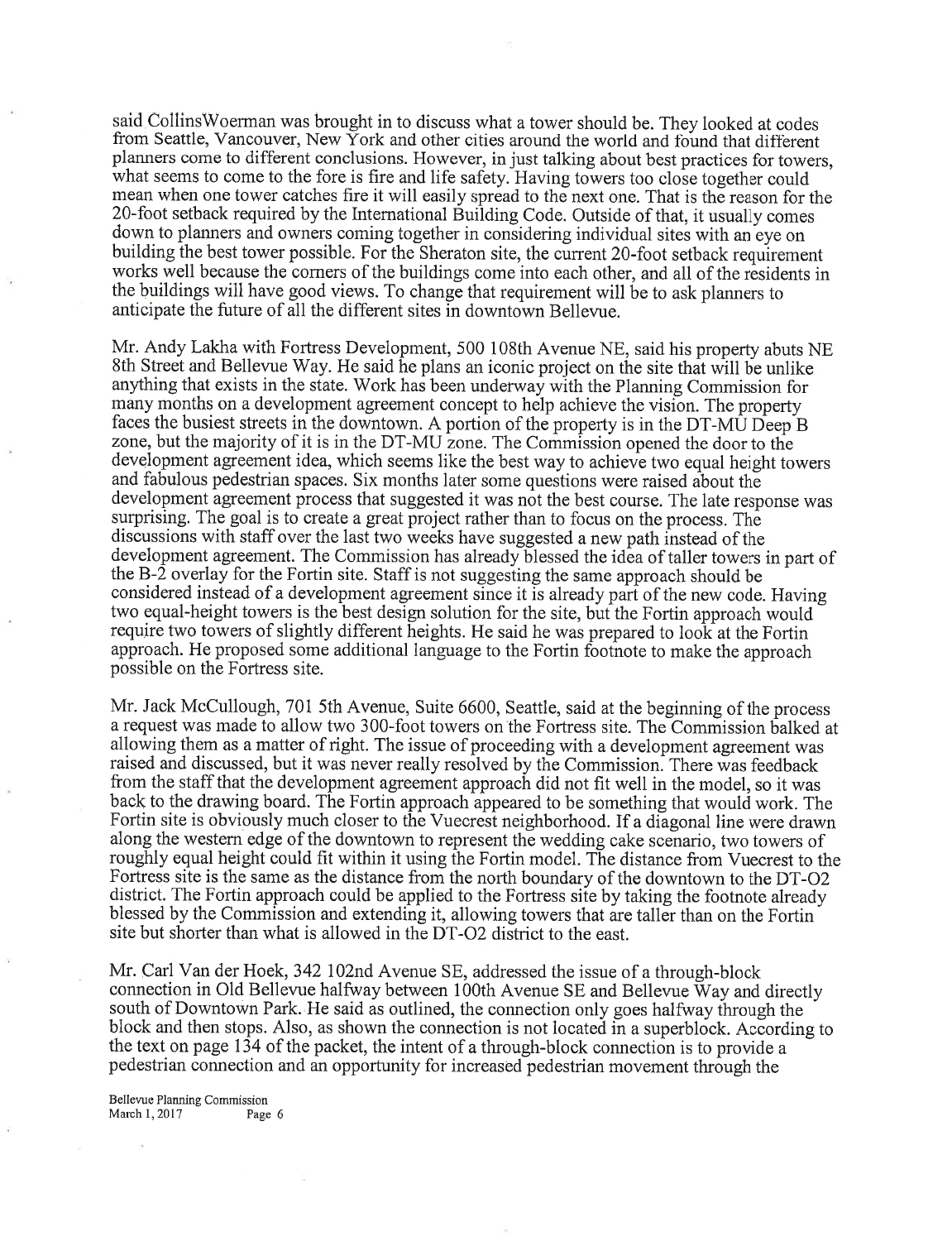said CollinsWoerman was brought in to discuss what a tower should be. They looked at codes from Seattle, Vancouver, New York and other cities around the world and found that different planners come to different conclusions. However, in just talking about best practices for towers, what seems to come to the fore is fire and life safety. Having towers too close together could mean when one tower catches fire it will easily spread to the next one. That is the reason for the 20-foot setback required by the International Building Code. Outside of that, it usually comes down to planners and owners coming together in considering individual sites with an eye on building the best tower possible. For the Sheraton site, the current 20-foot setback requirement works well because the corners of the buildings come into each other, and all of the residents in the buildings will have good views. To change that requirement will be to ask planners to anticipate the future of all the different sites in downtown Bellevue.

Mr. Andy Lakha with Fortress Development, 500 108th Avenue NE, said his property abuts NE 8th Street and Bellevue Way. He said he plans an iconic project on the site that will be unlike anything that exists in the state. Work has been underway with the Planning Commission for many months on a development agreement concept to help achieve the vision. The property faces the busiest streets in the downtown. A portion of the property is in the DT-MU Deep B zone, but the majority of it is in the DT-MU zone. The Commission opened the door to the development agreement idea, which seems like the best way to achieve two equal height towers and fabulous pedestrian spaces. Six months later some questions were raised about the development agreement process that suggested it was not the best course. The late response was surprising. The goal is to create a great project rather than to focus on the process. The discussions with staff over the last two weeks have suggested a new path instead of the development agreement. The Commission has already blessed the idea of taller towers in part of the B-2 overlay for the Fortin site. Staff is not suggesting the same approach should be considered instead of a development agreement since it is already part of the new code. Having two equal-height towers is the best design solution for the site, but the Fortin approach would require two towers of slightly different heights. He said he was prepared to look at the Fortin approach. He proposed some additional language to the Fortin footnote to make the approach possible on the Fortress site.

Mr. Jack McCullough, 701 5th Avenue, Suite 6600, Seattle, said at the beginning of the process a request was made to allow two 300-foot towers on the Fortress site. The Commission balked at allowing them as a matter of right. The issue of proceeding with a development agreement was raised and discussed, but it was never really resolved by the Commission. There was feedback from the staff that the development agreement approach did not fit well in the model, so it was back to the drawing board. The Fortin approach appeared to be something that would work. The Fortin site is obviously much closer to the Vuecrest neighborhood. If a diagonal line were drawn along the western edge of the downtown to represent the wedding cake scenario, two towers of roughly equal height could fit within it using the Fortin model. The distance from Vuecrest to the Fortress site is the same as the distance from the north boundary of the downtown to the DT-O2 district. The Fortin approach could be applied to the Fortress site by taking the footnote already blessed by the Commission and extending it, allowing towers that are taller than on the Fortin site but shorter than what is allowed in the DT-O2 district to the east.

Mr. Carl Van der Hoek, 342 102nd Avenue SE, addressed the issue of a through-block connection in Old Bellevue halfway between 100th Avenue SE and Bellevue Way and directly south of Downtown Park. He said as outlined, the connection only goes halfway through the block and then stops. Also, as shown the connection is not located in a superblock. According to the text on page 134 of the packet, the intent of a through-block connection is to provide a pedestrian connection and an opportunity for increased pedestrian movement through the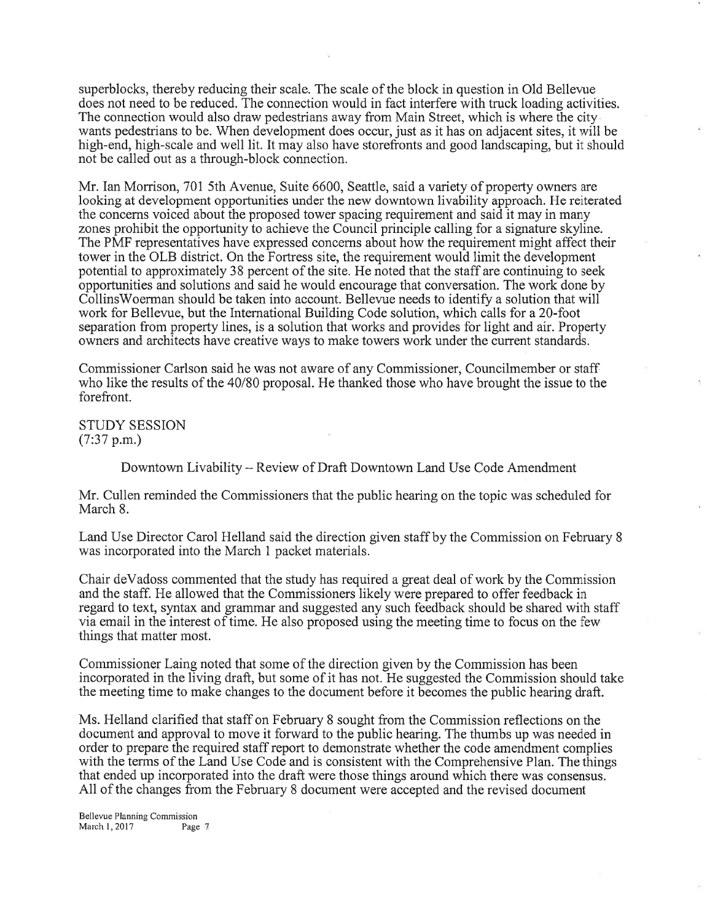superblocks, thereby reducing their scale. The scale of the block in question in Old Bellevue does not need to be reduced. The connection would in fact interfere with truck loading activities. The connection would also draw pedestrians away from Main Street, which is where the city wants pedestrians to be. When development does occur, just as it has on adjacent sites, it will be high-end, high-scale and well lit. It may also have storefronts and good landscaping, but it should not be called out as a through-block connection.

Mr. Ian Morrison, 701 5th Avenue, Suite 6600, Seattle, said a variety of property owners are looking at development opportunities under the new downtown livability approach. He reiterated the concerns voiced about the proposed tower spacing requirement and said it may in many zones prohibit the opportunity to achieve the Council principle calling for a signature skyline. The PMF representatives have expressed concerns about how the requirement might affect their tower in the OLB district. On the Fortress site, the requirement would limit the development potential to approximately 38 percent of the site. He noted that the staff are continuing to seek opportunities and solutions and said he would encourage that conversation. The work done by CollinsWoerman should be taken into account. Bellevue needs to identify a solution that will work for Bellevue, but the International Building Code solution, which calls for a 20-foot separation from property lines, is a solution that works and provides for light and air. Property owners and architects have creative ways to make towers work under the current standards.

Commissioner Carlson said he was not aware of any Commissioner, Councilmember or staff who like the results of the 40/80 proposal. He thanked those who have brought the issue to the forefront.

STUDY SESSION
(7:37 p.m.)

Downtown Livability – Review of Draft Downtown Land Use Code Amendment

Mr. Cullen reminded the Commissioners that the public hearing on the topic was scheduled for March 8.

Land Use Director Carol Helland said the direction given staff by the Commission on February 8 was incorporated into the March 1 packet materials.

Chair deVadoss commented that the study has required a great deal of work by the Commission and the staff. He allowed that the Commissioners likely were prepared to offer feedback in regard to text, syntax and grammar and suggested any such feedback should be shared with staff via email in the interest of time. He also proposed using the meeting time to focus on the few things that matter most.

Commissioner Laing noted that some of the direction given by the Commission has been incorporated in the living draft, but some of it has not. He suggested the Commission should take the meeting time to make changes to the document before it becomes the public hearing draft.

Ms. Helland clarified that staff on February 8 sought from the Commission reflections on the document and approval to move it forward to the public hearing. The thumbs up was needed in order to prepare the required staff report to demonstrate whether the code amendment complies with the terms of the Land Use Code and is consistent with the Comprehensive Plan. The things that ended up incorporated into the draft were those things around which there was consensus. All of the changes from the February 8 document were accepted and the revised document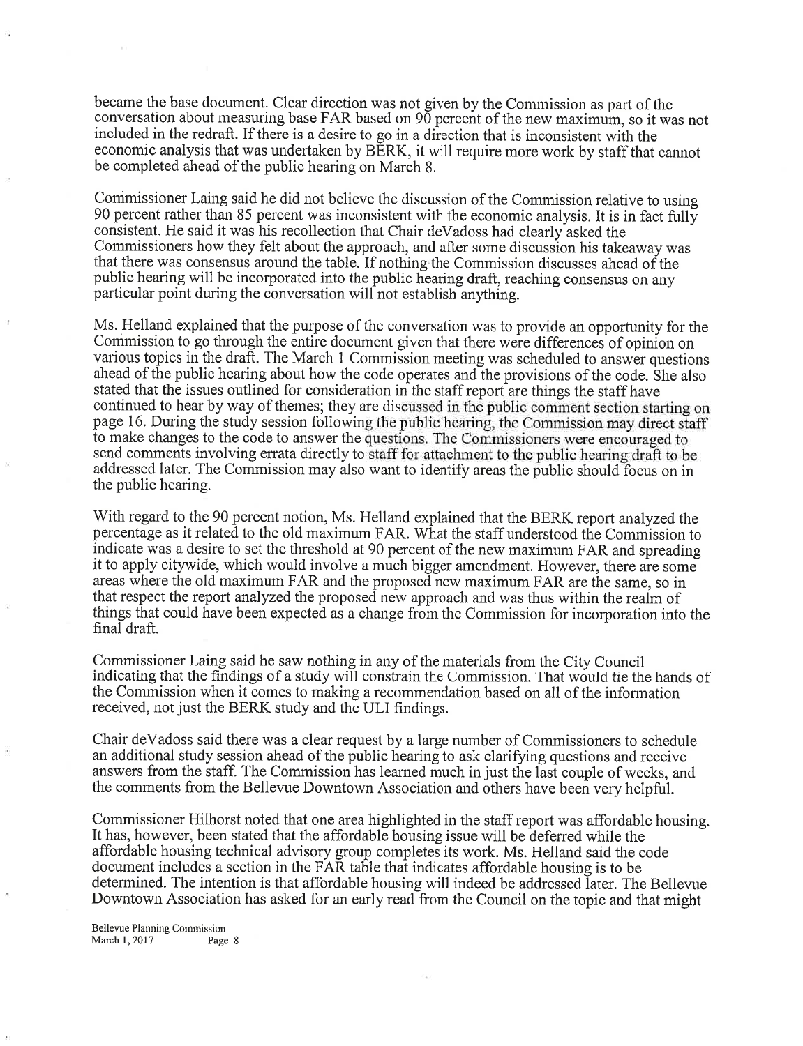became the base document. Clear direction was not given by the Commission as part of the conversation about measuring base FAR based on 90 percent of the new maximum, so it was not included in the redraft. If there is a desire to go in a direction that is inconsistent with the economic analysis that was undertaken by BERK, it will require more work by staff that cannot be completed ahead of the public hearing on March 8.

Commissioner Laing said he did not believe the discussion of the Commission relative to using 90 percent rather than 85 percent was inconsistent with the economic analysis. It is in fact fully consistent. He said it was his recollection that Chair deVadoss had clearly asked the Commissioners how they felt about the approach, and after some discussion his takeaway was that there was consensus around the table. If nothing the Commission discusses ahead of the public hearing will be incorporated into the public hearing draft, reaching consensus on any particular point during the conversation will not establish anything.

Ms. Helland explained that the purpose of the conversation was to provide an opportunity for the Commission to go through the entire document given that there were differences of opinion on various topics in the draft. The March 1 Commission meeting was scheduled to answer questions ahead of the public hearing about how the code operates and the provisions of the code. She also stated that the issues outlined for consideration in the staff report are things the staff have continued to hear by way of themes; they are discussed in the public comment section starting on page 16. During the study session following the public hearing, the Commission may direct staff to make changes to the code to answer the questions. The Commissioners were encouraged to send comments involving errata directly to staff for attachment to the public hearing draft to be addressed later. The Commission may also want to identify areas the public should focus on in the public hearing.

With regard to the 90 percent notion, Ms. Helland explained that the BERK report analyzed the percentage as it related to the old maximum FAR. What the staff understood the Commission to indicate was a desire to set the threshold at 90 percent of the new maximum FAR and spreading it to apply citywide, which would involve a much bigger amendment. However, there are some areas where the old maximum FAR and the proposed new maximum FAR are the same, so in that respect the report analyzed the proposed new approach and was thus within the realm of things that could have been expected as a change from the Commission for incorporation into the final draft.

Commissioner Laing said he saw nothing in any of the materials from the City Council indicating that the findings of a study will constrain the Commission. That would tie the hands of the Commission when it comes to making a recommendation based on all of the information received, not just the BERK study and the ULI findings.

Chair deVadoss said there was a clear request by a large number of Commissioners to schedule an additional study session ahead of the public hearing to ask clarifying questions and receive answers from the staff. The Commission has learned much in just the last couple of weeks, and the comments from the Bellevue Downtown Association and others have been very helpful.

Commissioner Hilhorst noted that one area highlighted in the staff report was affordable housing. It has, however, been stated that the affordable housing issue will be deferred while the affordable housing technical advisory group completes its work. Ms. Helland said the code document includes a section in the FAR table that indicates affordable housing is to be determined. The intention is that affordable housing will indeed be addressed later. The Bellevue Downtown Association has asked for an early read from the Council on the topic and that might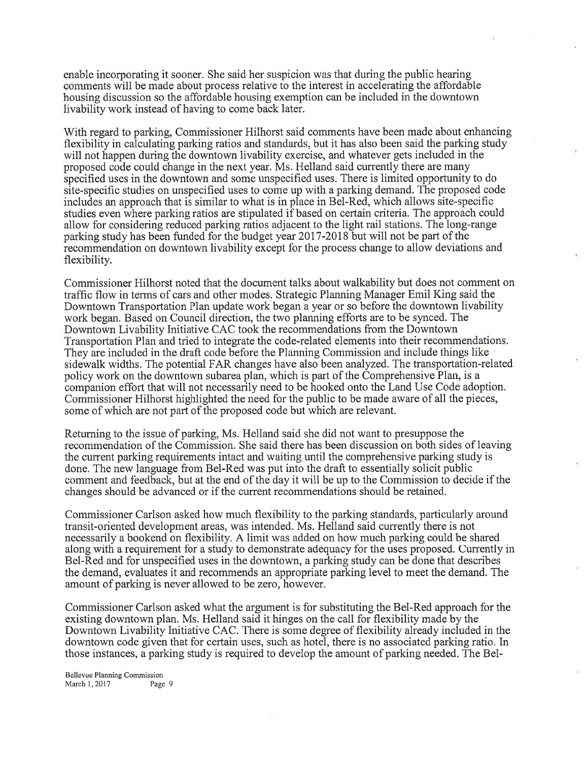enable incorporating it sooner. She said her suspicion was that during the public hearing comments will be made about process relative to the interest in accelerating the affordable housing discussion so the affordable housing exemption can be included in the downtown livability work instead of having to come back later.

With regard to parking, Commissioner Hilhorst said comments have been made about enhancing flexibility in calculating parking ratios and standards, but it has also been said the parking study will not happen during the downtown livability exercise, and whatever gets included in the proposed code could change in the next year. Ms. Helland said currently there are many specified uses in the downtown and some unspecified uses. There is limited opportunity to do site-specific studies on unspecified uses to come up with a parking demand. The proposed code includes an approach that is similar to what is in place in Bel-Red, which allows site-specific studies even where parking ratios are stipulated if based on certain criteria. The approach could allow for considering reduced parking ratios adjacent to the light rail stations. The long-range parking study has been funded for the budget year 2017-2018 but will not be part of the recommendation on downtown livability except for the process change to allow deviations and flexibility.

Commissioner Hilhorst noted that the document talks about walkability but does not comment on traffic flow in terms of cars and other modes. Strategic Planning Manager Emil King said the Downtown Transportation Plan update work began a year or so before the downtown livability work began. Based on Council direction, the two planning efforts are to be synced. The Downtown Livability Initiative CAC took the recommendations from the Downtown Transportation Plan and tried to integrate the code-related elements into their recommendations. They are included in the draft code before the Planning Commission and include things like sidewalk widths. The potential FAR changes have also been analyzed. The transportation-related policy work on the downtown subarea plan, which is part of the Comprehensive Plan, is a companion effort that will not necessarily need to be hooked onto the Land Use Code adoption. Commissioner Hilhorst highlighted the need for the public to be made aware of all the pieces, some of which are not part of the proposed code but which are relevant.

Returning to the issue of parking, Ms. Helland said she did not want to presuppose the recommendation of the Commission. She said there has been discussion on both sides of leaving the current parking requirements intact and waiting until the comprehensive parking study is done. The new language from Bel-Red was put into the draft to essentially solicit public comment and feedback, but at the end of the day it will be up to the Commission to decide if the changes should be advanced or if the current recommendations should be retained.

Commissioner Carlson asked how much flexibility to the parking standards, particularly around transit-oriented development areas, was intended. Ms. Helland said currently there is not necessarily a bookend on flexibility. A limit was added on how much parking could be shared along with a requirement for a study to demonstrate adequacy for the uses proposed. Currently in Bel-Red and for unspecified uses in the downtown, a parking study can be done that describes the demand, evaluates it and recommends an appropriate parking level to meet the demand. The amount of parking is never allowed to be zero, however.

Commissioner Carlson asked what the argument is for substituting the Bel-Red approach for the existing downtown plan. Ms. Helland said it hinges on the call for flexibility made by the Downtown Livability Initiative CAC. There is some degree of flexibility already included in the downtown code given that for certain uses, such as hotel, there is no associated parking ratio. In those instances, a parking study is required to develop the amount of parking needed. The Bel-